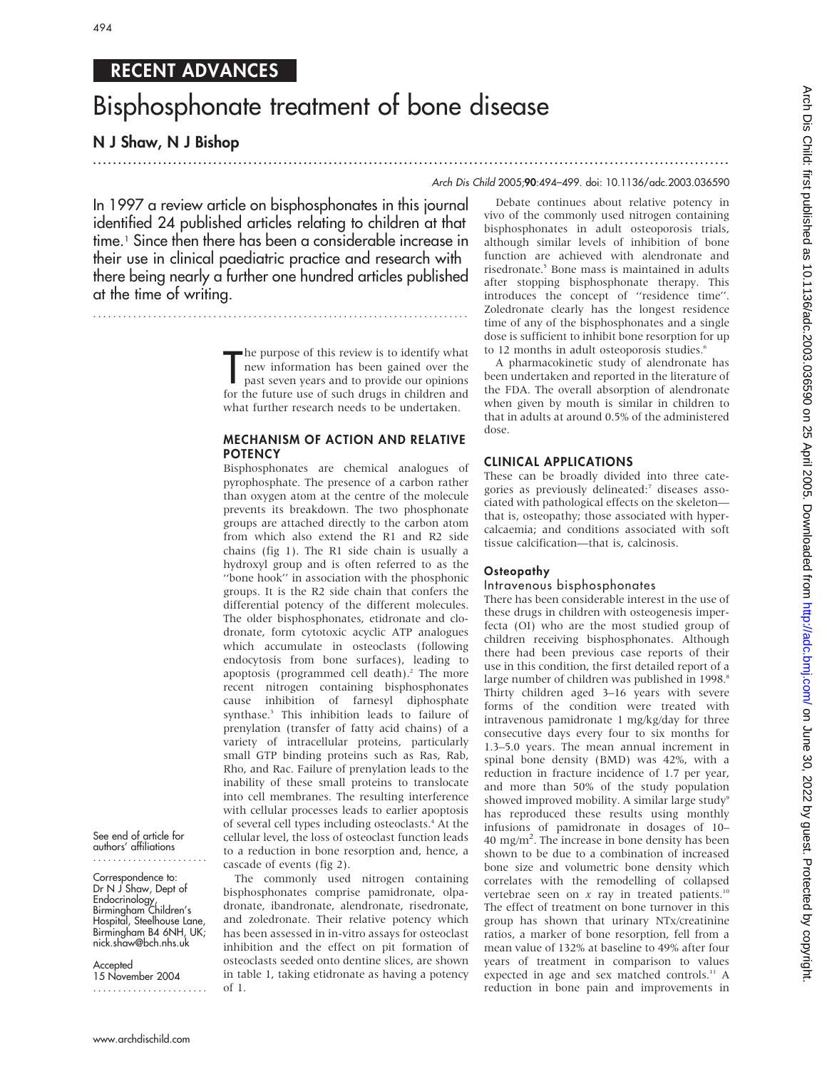RECENT ADVANCES

# Bisphosphonate treatment of bone disease

## N J Shaw, N J Bishop

In 1997 a review article on bisphosphonates in this journal identified 24 published articles relating to children at that time.[1] Since then there has been a considerable increase in their use in clinical paediatric practice and research with there being nearly a further one hundred articles published at the time of writing.

The purpose of this review is to identify what new information has been gained over the past seven years and to provide our opinions for the future use of such drugs in children and what further research needs to be undertaken.

## MECHANISM OF ACTION AND RELATIVE POTENCY

Bisphosphonates are chemical analogues of pyrophosphate. The presence of a carbon rather than oxygen atom at the centre of the molecule prevents its breakdown. The two phosphonate groups are attached directly to the carbon atom from which also extend the R1 and R2 side chains (fig 1). The R1 side chain is usually a hydroxyl group and is often referred to as the "bone hook" in association with the phosphonic groups. It is the R2 side chain that confers the differential potency of the different molecules. The older bisphosphonates, etidronate and clodronate, form cytotoxic acyclic ATP analogues which accumulate in osteoclasts (following endocytosis from bone surfaces), leading to apoptosis (programmed cell death).[2] The more recent nitrogen containing bisphosphonates cause inhibition of farnesyl diphosphate synthase.[3] This inhibition leads to failure of prenylation (transfer of fatty acid chains) of a variety of intracellular proteins, particularly small GTP binding proteins such as Ras, Rab, Rho, and Rac. Failure of prenylation leads to the inability of these small proteins to translocate into cell membranes. The resulting interference with cellular processes leads to earlier apoptosis of several cell types including osteoclasts.[4] At the cellular level, the loss of osteoclast function leads to a reduction in bone resorption and, hence, a cascade of events (fig 2).

The commonly used nitrogen containing bisphosphonates comprise pamidronate, olpadronate, ibandronate, alendronate, risedronate, and zoledronate. Their relative potency which has been assessed in in-vitro assays for osteoclast inhibition and the effect on pit formation of osteoclasts seeded onto dentine slices, are shown in table 1, taking etidronate as having a potency of 1.

Debate continues about relative potency in vivo of the commonly used nitrogen containing bisphosphonates in adult osteoporosis trials, although similar levels of inhibition of bone function are achieved with alendronate and risedronate.[5] Bone mass is maintained in adults after stopping bisphosphonate therapy. This introduces the concept of "residence time". Zoledronate clearly has the longest residence time of any of the bisphosphonates and a single dose is sufficient to inhibit bone resorption for up to 12 months in adult osteoporosis studies.[6]

A pharmacokinetic study of alendronate has been undertaken and reported in the literature of the FDA. The overall absorption of alendronate when given by mouth is similar in children to that in adults at around 0.5% of the administered dose.

## CLINICAL APPLICATIONS

These can be broadly divided into three categories as previously delineated:[7] diseases associated with pathological effects on the skeleton—that is, osteopathy; those associated with hypercalcaemia; and conditions associated with soft tissue calcification—that is, calcinosis.

### Osteopathy

#### Intravenous bisphosphonates

There has been considerable interest in the use of these drugs in children with osteogenesis imperfecta (OI) who are the most studied group of children receiving bisphosphonates. Although there had been previous case reports of their use in this condition, the first detailed report of a large number of children was published in 1998.[8] Thirty children aged 3–16 years with severe forms of the condition were treated with intravenous pamidronate 1 mg/kg/day for three consecutive days every four to six months for 1.3–5.0 years. The mean annual increment in spinal bone density (BMD) was 42%, with a reduction in fracture incidence of 1.7 per year, and more than 50% of the study population showed improved mobility. A similar large study[9] has reproduced these results using monthly infusions of pamidronate in dosages of 10–40 mg/m$^2$. The increase in bone density has been shown to be due to a combination of increased bone size and volumetric bone density which correlates with the remodelling of collapsed vertebrae seen on *x* ray in treated patients.[10] The effect of treatment on bone turnover in this group has shown that urinary NTx/creatinine ratios, a marker of bone resorption, fell from a mean value of 132% at baseline to 49% after four years of treatment in comparison to values expected in age and sex matched controls.[11] A reduction in bone pain and improvements in

See end of article for authors' affiliations

Correspondence to: Dr N J Shaw, Dept of Endocrinology, Birmingham Children's Hospital, Steelhouse Lane, Birmingham B4 6NH, UK; nick.shaw@bch.nhs.uk

Accepted 15 November 2004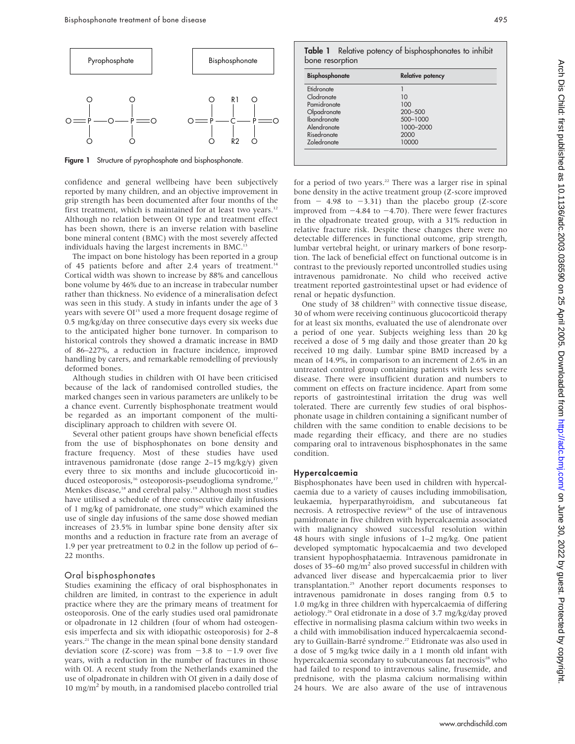Pyrophosphate

Bisphosphonate

Figure 1 Structure of pyrophosphate and bisphosphonate.

**Table 1** Relative potency of bisphosphonates to inhibit bone resorption

| Bisphosphonate | Relative potency |
|---|---|
| Etidronate | 1 |
| Clodronate | 10 |
| Pamidronate | 100 |
| Olpadronate | 200–500 |
| Ibandronate | 500–1000 |
| Alendronate | 1000–2000 |
| Risedronate | 2000 |
| Zoledronate | 10000 |

confidence and general wellbeing have been subjectively reported by many children, and an objective improvement in grip strength has been documented after four months of the first treatment, which is maintained for at least two years.[12] Although no relation between OI type and treatment effect has been shown, there is an inverse relation with baseline bone mineral content (BMC) with the most severely affected individuals having the largest increments in BMC.[13]

The impact on bone histology has been reported in a group of 45 patients before and after 2.4 years of treatment.[14] Cortical width was shown to increase by 88% and cancellous bone volume by 46% due to an increase in trabecular number rather than thickness. No evidence of a mineralisation defect was seen in this study. A study in infants under the age of 3 years with severe OI[15] used a more frequent dosage regime of 0.5 mg/kg/day on three consecutive days every six weeks due to the anticipated higher bone turnover. In comparison to historical controls they showed a dramatic increase in BMD of 86–227%, a reduction in fracture incidence, improved handling by carers, and remarkable remodelling of previously deformed bones.

Although studies in children with OI have been criticised because of the lack of randomised controlled studies, the marked changes seen in various parameters are unlikely to be a chance event. Currently bisphosphonate treatment would be regarded as an important component of the multidisciplinary approach to children with severe OI.

Several other patient groups have shown beneficial effects from the use of bisphosphonates on bone density and fracture frequency. Most of these studies have used intravenous pamidronate (dose range 2–15 mg/kg/y) given every three to six months and include glucocorticoid induced osteoporosis,[16] osteoporosis-pseudoglioma syndrome,[17] Menkes disease,[18] and cerebral palsy.[19] Although most studies have utilised a schedule of three consecutive daily infusions of 1 mg/kg of pamidronate, one study[20] which examined the use of single day infusions of the same dose showed median increases of 23.5% in lumbar spine bone density after six months and a reduction in fracture rate from an average of 1.9 per year pretreatment to 0.2 in the follow up period of 6–22 months.

## Oral bisphosphonates

Studies examining the efficacy of oral bisphosphonates in children are limited, in contrast to the experience in adult practice where they are the primary means of treatment for osteoporosis. One of the early studies used oral pamidronate or olpadronate in 12 children (four of whom had osteogenesis imperfecta and six with idiopathic osteoporosis) for 2–8 years.[21] The change in the mean spinal bone density standard deviation score (Z-score) was from −3.8 to −1.9 over five years, with a reduction in the number of fractures in those with OI. A recent study from the Netherlands examined the use of olpadronate in children with OI given in a daily dose of 10 mg/m$^2$ by mouth, in a randomised placebo controlled trial for a period of two years.[22] There was a larger rise in spinal bone density in the active treatment group (Z-score improved from − 4.98 to −3.31) than the placebo group (Z-score improved from −4.84 to −4.70). There were fewer fractures in the olpadronate treated group, with a 31% reduction in relative fracture risk. Despite these changes there were no detectable differences in functional outcome, grip strength, lumbar vertebral height, or urinary markers of bone resorption. The lack of beneficial effect on functional outcome is in contrast to the previously reported uncontrolled studies using intravenous pamidronate. No child who received active treatment reported gastrointestinal upset or had evidence of renal or hepatic dysfunction.

One study of 38 children[23] with connective tissue disease, 30 of whom were receiving continuous glucocorticoid therapy for at least six months, evaluated the use of alendronate over a period of one year. Subjects weighing less than 20 kg received a dose of 5 mg daily and those greater than 20 kg received 10 mg daily. Lumbar spine BMD increased by a mean of 14.9%, in comparison to an increment of 2.6% in an untreated control group containing patients with less severe disease. There were insufficient duration and numbers to comment on effects on fracture incidence. Apart from some reports of gastrointestinal irritation the drug was well tolerated. There are currently few studies of oral bisphosphonate usage in children containing a significant number of children with the same condition to enable decisions to be made regarding their efficacy, and there are no studies comparing oral to intravenous bisphosphonates in the same condition.

## Hypercalcaemia

Bisphosphonates have been used in children with hypercalcaemia due to a variety of causes including immobilisation, leukaemia, hyperparathyroidism, and subcutaneous fat necrosis. A retrospective review[24] of the use of intravenous pamidronate in five children with hypercalcaemia associated with malignancy showed successful resolution within 48 hours with single infusions of 1–2 mg/kg. One patient developed symptomatic hypocalcaemia and two developed transient hypophosphataemia. Intravenous pamidronate in doses of 35–60 mg/m$^2$ also proved successful in children with advanced liver disease and hypercalcaemia prior to liver transplantation.[25] Another report documents responses to intravenous pamidronate in doses ranging from 0.5 to 1.0 mg/kg in three children with hypercalcaemia of differing aetiology.[26] Oral etidronate in a dose of 3.7 mg/kg/day proved effective in normalising plasma calcium within two weeks in a child with immobilisation induced hypercalcaemia secondary to Guillain-Barré syndrome.[27] Etidronate was also used in a dose of 5 mg/kg twice daily in a 1 month old infant with hypercalcaemia secondary to subcutaneous fat necrosis[28] who had failed to respond to intravenous saline, frusemide, and prednisone, with the plasma calcium normalising within 24 hours. We are also aware of the use of intravenous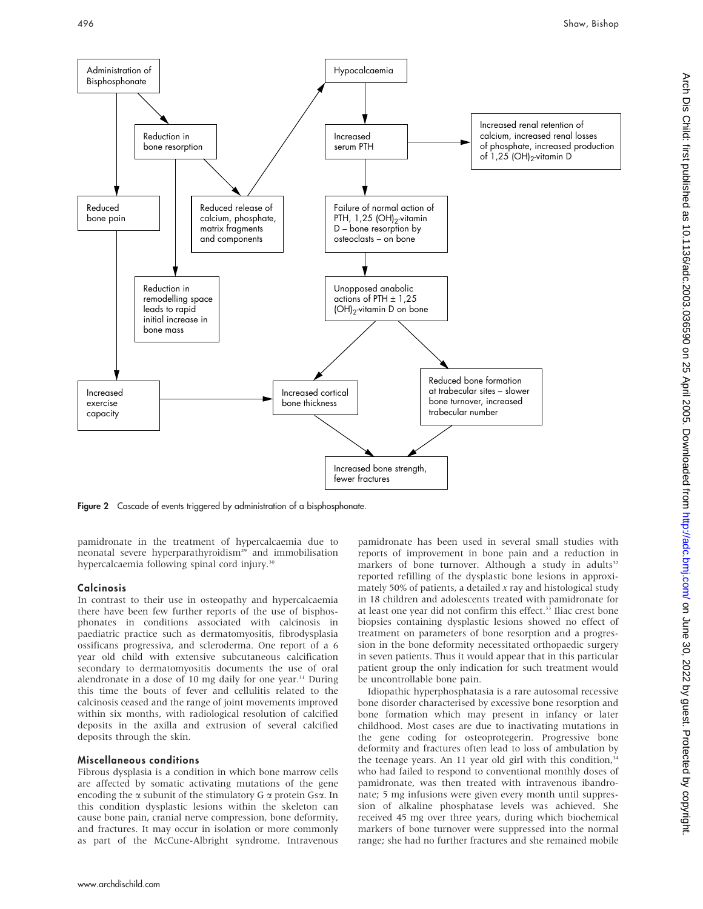Figure 2 Cascade of events triggered by administration of a bisphosphonate.

pamidronate in the treatment of hypercalcaemia due to neonatal severe hyperparathyroidism[29] and immobilisation hypercalcaemia following spinal cord injury.[30]

### Calcinosis

In contrast to their use in osteopathy and hypercalcaemia there have been few further reports of the use of bisphosphonates in conditions associated with calcinosis in paediatric practice such as dermatomyositis, fibrodysplasia ossificans progressiva, and scleroderma. One report of a 6 year old child with extensive subcutaneous calcification secondary to dermatomyositis documents the use of oral alendronate in a dose of 10 mg daily for one year.[31] During this time the bouts of fever and cellulitis related to the calcinosis ceased and the range of joint movements improved within six months, with radiological resolution of calcified deposits in the axilla and extrusion of several calcified deposits through the skin.

### Miscellaneous conditions

Fibrous dysplasia is a condition in which bone marrow cells are affected by somatic activating mutations of the gene encoding the $\alpha$ subunit of the stimulatory G $\alpha$ protein Gs$\alpha$. In this condition dysplastic lesions within the skeleton can cause bone pain, cranial nerve compression, bone deformity, and fractures. It may occur in isolation or more commonly as part of the McCune-Albright syndrome. Intravenous pamidronate has been used in several small studies with reports of improvement in bone pain and a reduction in markers of bone turnover. Although a study in adults[32] reported refilling of the dysplastic bone lesions in approximately 50% of patients, a detailed *x* ray and histological study in 18 children and adolescents treated with pamidronate for at least one year did not confirm this effect.[33] Iliac crest bone biopsies containing dysplastic lesions showed no effect of treatment on parameters of bone resorption and a progression in the bone deformity necessitated orthopaedic surgery in seven patients. Thus it would appear that in this particular patient group the only indication for such treatment would be uncontrollable bone pain.

Idiopathic hyperphosphatasia is a rare autosomal recessive bone disorder characterised by excessive bone resorption and bone formation which may present in infancy or later childhood. Most cases are due to inactivating mutations in the gene coding for osteoprotegerin. Progressive bone deformity and fractures often lead to loss of ambulation by the teenage years. An 11 year old girl with this condition,[34] who had failed to respond to conventional monthly doses of pamidronate, was then treated with intravenous ibandronate; 5 mg infusions were given every month until suppression of alkaline phosphatase levels was achieved. She received 45 mg over three years, during which biochemical markers of bone turnover were suppressed into the normal range; she had no further fractures and she remained mobile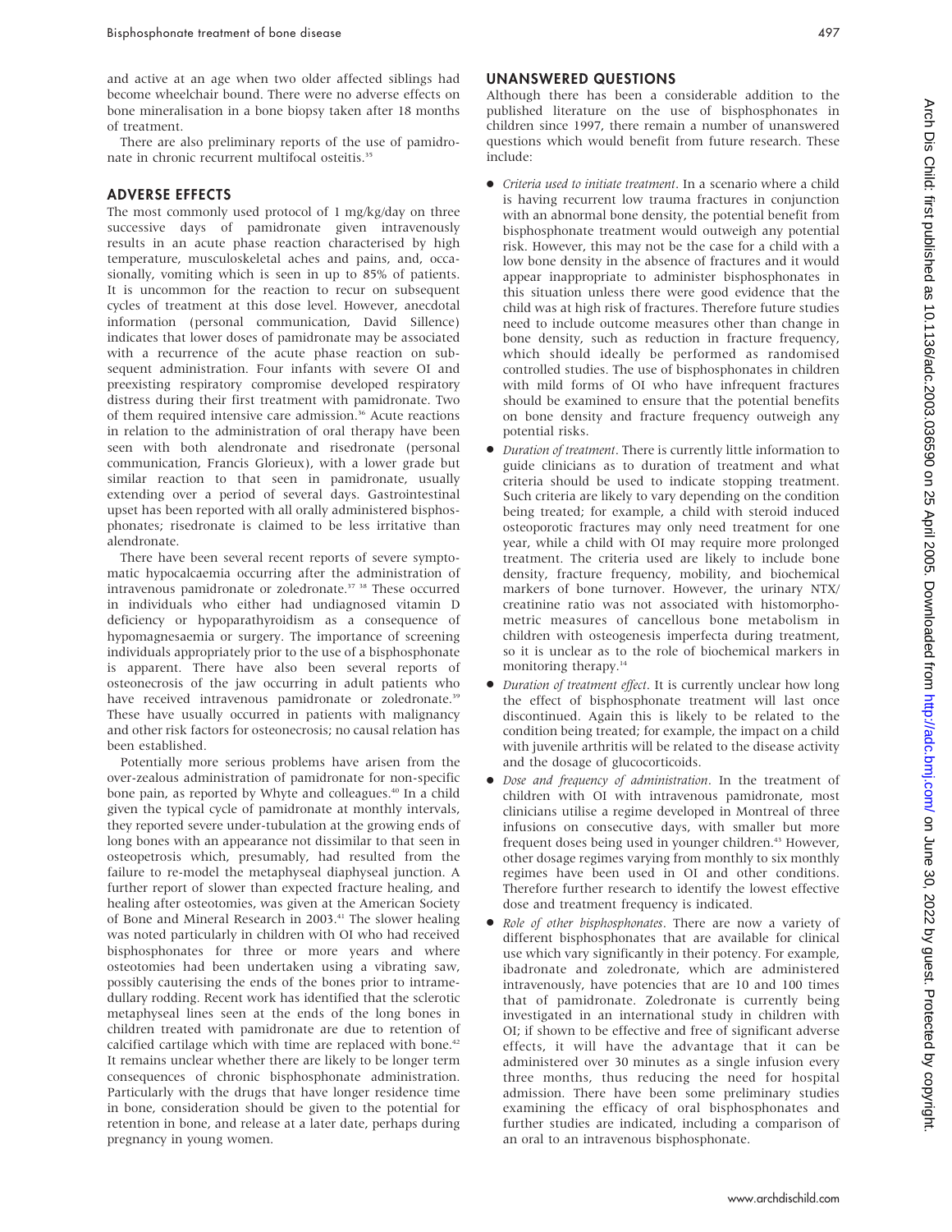and active at an age when two older affected siblings had become wheelchair bound. There were no adverse effects on bone mineralisation in a bone biopsy taken after 18 months of treatment.

There are also preliminary reports of the use of pamidronate in chronic recurrent multifocal osteitis.[35]

## ADVERSE EFFECTS

The most commonly used protocol of 1 mg/kg/day on three successive days of pamidronate given intravenously results in an acute phase reaction characterised by high temperature, musculoskeletal aches and pains, and, occasionally, vomiting which is seen in up to 85% of patients. It is uncommon for the reaction to recur on subsequent cycles of treatment at this dose level. However, anecdotal information (personal communication, David Sillence) indicates that lower doses of pamidronate may be associated with a recurrence of the acute phase reaction on subsequent administration. Four infants with severe OI and preexisting respiratory compromise developed respiratory distress during their first treatment with pamidronate. Two of them required intensive care admission.[36] Acute reactions in relation to the administration of oral therapy have been seen with both alendronate and risedronate (personal communication, Francis Glorieux), with a lower grade but similar reaction to that seen in pamidronate, usually extending over a period of several days. Gastrointestinal upset has been reported with all orally administered bisphosphonates; risedronate is claimed to be less irritative than alendronate.

There have been several recent reports of severe symptomatic hypocalcaemia occurring after the administration of intravenous pamidronate or zoledronate.[37 38] These occurred in individuals who either had undiagnosed vitamin D deficiency or hypoparathyroidism as a consequence of hypomagnesaemia or surgery. The importance of screening individuals appropriately prior to the use of a bisphosphonate is apparent. There have also been several reports of osteonecrosis of the jaw occurring in adult patients who have received intravenous pamidronate or zoledronate.[39] These have usually occurred in patients with malignancy and other risk factors for osteonecrosis; no causal relation has been established.

Potentially more serious problems have arisen from the over-zealous administration of pamidronate for non-specific bone pain, as reported by Whyte and colleagues.[40] In a child given the typical cycle of pamidronate at monthly intervals, they reported severe under-tubulation at the growing ends of long bones with an appearance not dissimilar to that seen in osteopetrosis which, presumably, had resulted from the failure to re-model the metaphyseal diaphyseal junction. A further report of slower than expected fracture healing, and healing after osteotomies, was given at the American Society of Bone and Mineral Research in 2003.[41] The slower healing was noted particularly in children with OI who had received bisphosphonates for three or more years and where osteotomies had been undertaken using a vibrating saw, possibly cauterising the ends of the bones prior to intramedullary rodding. Recent work has identified that the sclerotic metaphyseal lines seen at the ends of the long bones in children treated with pamidronate are due to retention of calcified cartilage which with time are replaced with bone.[42] It remains unclear whether there are likely to be longer term consequences of chronic bisphosphonate administration. Particularly with the drugs that have longer residence time in bone, consideration should be given to the potential for retention in bone, and release at a later date, perhaps during pregnancy in young women.

## UNANSWERED QUESTIONS

Although there has been a considerable addition to the published literature on the use of bisphosphonates in children since 1997, there remain a number of unanswered questions which would benefit from future research. These include:

- *Criteria used to initiate treatment*. In a scenario where a child is having recurrent low trauma fractures in conjunction with an abnormal bone density, the potential benefit from bisphosphonate treatment would outweigh any potential risk. However, this may not be the case for a child with a low bone density in the absence of fractures and it would appear inappropriate to administer bisphosphonates in this situation unless there were good evidence that the child was at high risk of fractures. Therefore future studies need to include outcome measures other than change in bone density, such as reduction in fracture frequency, which should ideally be performed as randomised controlled studies. The use of bisphosphonates in children with mild forms of OI who have infrequent fractures should be examined to ensure that the potential benefits on bone density and fracture frequency outweigh any potential risks.
- *Duration of treatment*. There is currently little information to guide clinicians as to duration of treatment and what criteria should be used to indicate stopping treatment. Such criteria are likely to vary depending on the condition being treated; for example, a child with steroid induced osteoporotic fractures may only need treatment for one year, while a child with OI may require more prolonged treatment. The criteria used are likely to include bone density, fracture frequency, mobility, and biochemical markers of bone turnover. However, the urinary NTX/creatinine ratio was not associated with histomorphometric measures of cancellous bone metabolism in children with osteogenesis imperfecta during treatment, so it is unclear as to the role of biochemical markers in monitoring therapy.[14]
- *Duration of treatment effect*. It is currently unclear how long the effect of bisphosphonate treatment will last once discontinued. Again this is likely to be related to the condition being treated; for example, the impact on a child with juvenile arthritis will be related to the disease activity and the dosage of glucocorticoids.
- *Dose and frequency of administration*. In the treatment of children with OI with intravenous pamidronate, most clinicians utilise a regime developed in Montreal of three infusions on consecutive days, with smaller but more frequent doses being used in younger children.[43] However, other dosage regimes varying from monthly to six monthly regimes have been used in OI and other conditions. Therefore further research to identify the lowest effective dose and treatment frequency is indicated.
- *Role of other bisphosphonates*. There are now a variety of different bisphosphonates that are available for clinical use which vary significantly in their potency. For example, ibadronate and zoledronate, which are administered intravenously, have potencies that are 10 and 100 times that of pamidronate. Zoledronate is currently being investigated in an international study in children with OI; if shown to be effective and free of significant adverse effects, it will have the advantage that it can be administered over 30 minutes as a single infusion every three months, thus reducing the need for hospital admission. There have been some preliminary studies examining the efficacy of oral bisphosphonates and further studies are indicated, including a comparison of an oral to an intravenous bisphosphonate.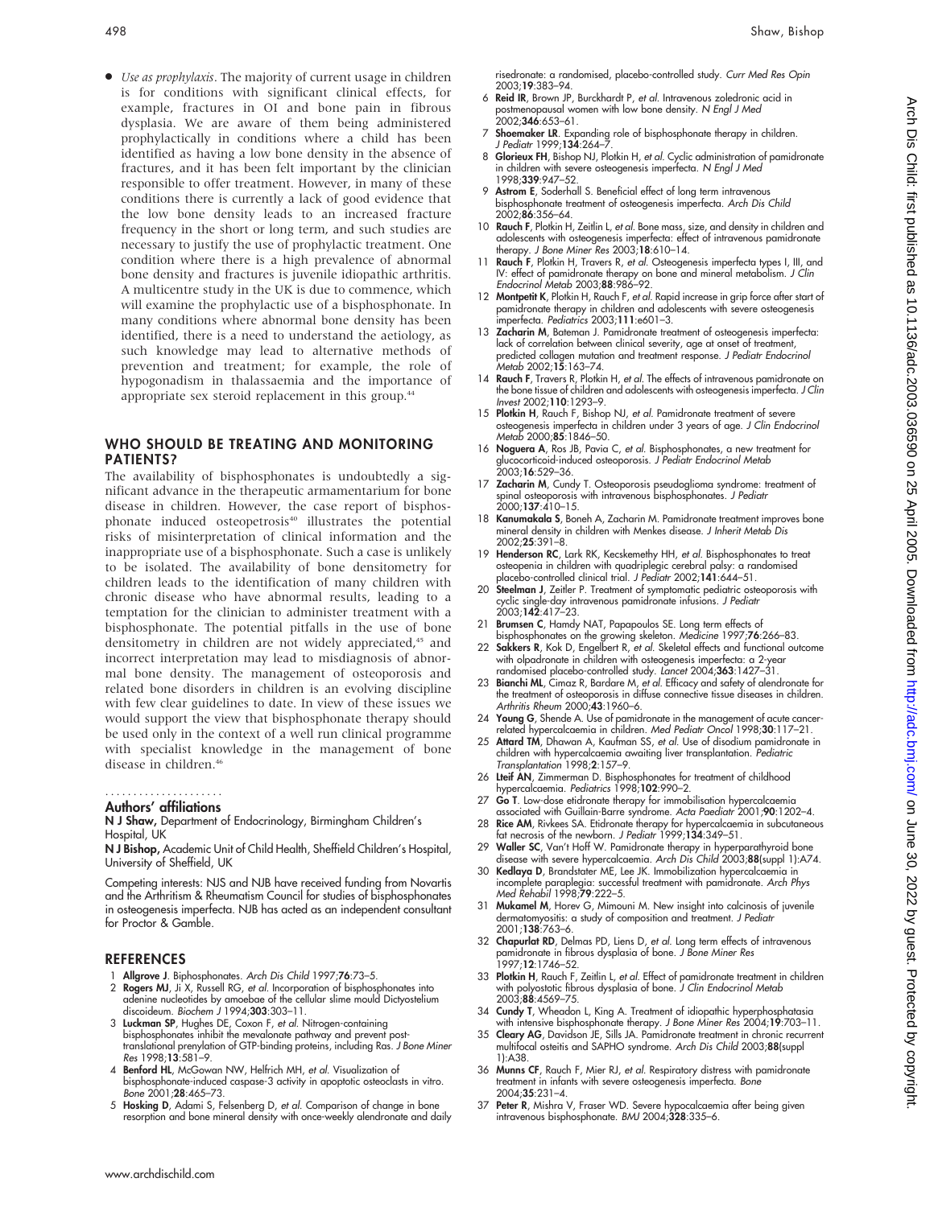- *Use as prophylaxis*. The majority of current usage in children is for conditions with significant clinical effects, for example, fractures in OI and bone pain in fibrous dysplasia. We are aware of them being administered prophylactically in conditions where a child has been identified as having a low bone density in the absence of fractures, and it has been felt important by the clinician responsible to offer treatment. However, in many of these conditions there is currently a lack of good evidence that the low bone density leads to an increased fracture frequency in the short or long term, and such studies are necessary to justify the use of prophylactic treatment. One condition where there is a high prevalence of abnormal bone density and fractures is juvenile idiopathic arthritis. A multicentre study in the UK is due to commence, which will examine the prophylactic use of a bisphosphonate. In many conditions where abnormal bone density has been identified, there is a need to understand the aetiology, as such knowledge may lead to alternative methods of prevention and treatment; for example, the role of hypogonadism in thalassaemia and the importance of appropriate sex steroid replacement in this group.[44]

## WHO SHOULD BE TREATING AND MONITORING PATIENTS?

The availability of bisphosphonates is undoubtedly a significant advance in the therapeutic armamentarium for bone disease in children. However, the case report of bisphosphonate induced osteopetrosis[40] illustrates the potential risks of misinterpretation of clinical information and the inappropriate use of a bisphosphonate. Such a case is unlikely to be isolated. The availability of bone densitometry for children leads to the identification of many children with chronic disease who have abnormal results, leading to a temptation for the clinician to administer treatment with a bisphosphonate. The potential pitfalls in the use of bone densitometry in children are not widely appreciated,[45] and incorrect interpretation may lead to misdiagnosis of abnormal bone density. The management of osteoporosis and related bone disorders in children is an evolving discipline with few clear guidelines to date. In view of these issues we would support the view that bisphosphonate therapy should be used only in the context of a well run clinical programme with specialist knowledge in the management of bone disease in children.[46]

### Authors' affiliations

**N J Shaw,** Department of Endocrinology, Birmingham Children's Hospital, UK

**N J Bishop,** Academic Unit of Child Health, Sheffield Children's Hospital, University of Sheffield, UK

Competing interests: NJS and NJB have received funding from Novartis and the Arthritis & Rheumatism Council for studies of bisphosphonates in osteogenesis imperfecta. NJB has acted as an independent consultant for Proctor & Gamble.

## REFERENCES

1. **Allgrove J**. Biphosphonates. *Arch Dis Child* 1997;**76**:73–5.
2. **Rogers MJ**, Ji X, Russell RG, *et al*. Incorporation of bisphosphonates into adenine nucleotides by amoebae of the cellular slime mould Dictyostelium discoideum. *Biochem J* 1994;**303**:303–11.
3. **Luckman SP**, Hughes DE, Coxon F, *et al*. Nitrogen-containing bisphosphonates inhibit the mevalonate pathway and prevent post-translational prenylation of GTP-binding proteins, including Ras. *J Bone Miner Res* 1998;**13**:581–9.
4. **Benford HL**, McGowan NW, Helfrich MH, *et al*. Visualization of bisphosphonate-induced caspase-3 activity in apoptotic osteoclasts in vitro. *Bone* 2001;**28**:465–73.
5. **Hosking D**, Adami S, Felsenberg D, *et al*. Comparison of change in bone resorption and bone mineral density with once-weekly alendronate and daily risedronate: a randomised, placebo-controlled study. *Curr Med Res Opin* 2003;**19**:383–94.
6. **Reid IR**, Brown JP, Burckhardt P, *et al*. Intravenous zoledronic acid in postmenopausal women with low bone density. *N Engl J Med* 2002;**346**:653–61.
7. **Shoemaker LR**. Expanding role of bisphosphonate therapy in children. *J Pediatr* 1999;**134**:264–7.
8. **Glorieux FH**, Bishop NJ, Plotkin H, *et al*. Cyclic administration of pamidronate in children with severe osteogenesis imperfecta. *N Engl J Med* 1998;**339**:947–52.
9. **Astrom E**, Soderhall S. Beneficial effect of long term intravenous bisphosphonate treatment of osteogenesis imperfecta. *Arch Dis Child* 2002;**86**:356–64.
10. **Rauch F**, Plotkin H, Zeitlin L, *et al*. Bone mass, size, and density in children and adolescents with osteogenesis imperfecta: effect of intravenous pamidronate therapy. *J Bone Miner Res* 2003;**18**:610–14.
11. **Rauch F**, Plotkin H, Travers R, *et al*. Osteogenesis imperfecta types I, III, and IV: effect of pamidronate therapy on bone and mineral metabolism. *J Clin Endocrinol Metab* 2003;**88**:986–92.
12. **Montpetit K**, Plotkin H, Rauch F, *et al*. Rapid increase in grip force after start of pamidronate therapy in children and adolescents with severe osteogenesis imperfecta. *Pediatrics* 2003;**111**:e601–3.
13. **Zacharin M**, Bateman J. Pamidronate treatment of osteogenesis imperfecta: lack of correlation between clinical severity, age at onset of treatment, predicted collagen mutation and treatment response. *J Pediatr Endocrinol Metab* 2002;**15**:163–74.
14. **Rauch F**, Travers R, Plotkin H, *et al*. The effects of intravenous pamidronate on the bone tissue of children and adolescents with osteogenesis imperfecta. *J Clin Invest* 2002;**110**:1293–9.
15. **Plotkin H**, Rauch F, Bishop NJ, *et al*. Pamidronate treatment of severe osteogenesis imperfecta in children under 3 years of age. *J Clin Endocrinol Metab* 2000;**85**:1846–50.
16. **Noguera A**, Ros JB, Pavia C, *et al*. Bisphosphonates, a new treatment for glucocorticoid-induced osteoporosis. *J Pediatr Endocrinol Metab* 2003;**16**:529–36.
17. **Zacharin M**, Cundy T. Osteoporosis pseudoglioma syndrome: treatment of spinal osteoporosis with intravenous bisphosphonates. *J Pediatr* 2000;**137**:410–15.
18. **Kanumakala S**, Boneh A, Zacharin M. Pamidronate treatment improves bone mineral density in children with Menkes disease. *J Inherit Metab Dis* 2002;**25**:391–8.
19. **Henderson RC**, Lark RK, Kecskemethy HH, *et al*. Bisphosphonates to treat osteopenia in children with quadriplegic cerebral palsy: a randomised placebo-controlled clinical trial. *J Pediatr* 2002;**141**:644–51.
20. **Steelman J**, Zeitler P. Treatment of symptomatic pediatric osteoporosis with cyclic single-day intravenous pamidronate infusions. *J Pediatr* 2003;**142**:417–23.
21. **Brumsen C**, Hamdy NAT, Papapoulos SE. Long term effects of bisphosphonates on the growing skeleton. *Medicine* 1997;**76**:266–83.
22. **Sakkers R**, Kok D, Engelbert R, *et al*. Skeletal effects and functional outcome with olpadronate in children with osteogenesis imperfecta: a 2-year randomised placebo-controlled study. *Lancet* 2004;**363**:1427–31.
23. **Bianchi ML**, Cimaz R, Bardare M, *et al*. Efficacy and safety of alendronate for the treatment of osteoporosis in diffuse connective tissue diseases in children. *Arthritis Rheum* 2000;**43**:1960–6.
24. **Young G**, Shende A. Use of pamidronate in the management of acute cancer-related hypercalcaemia in children. *Med Pediatr Oncol* 1998;**30**:117–21.
25. **Attard TM**, Dhawan A, Kaufman SS, *et al*. Use of disodium pamidronate in children with hypercalcaemia awaiting liver transplantation. *Pediatric Transplantation* 1998;**2**:157–9.
26. **Lteif AN**, Zimmerman D. Bisphosphonates for treatment of childhood hypercalcaemia. *Pediatrics* 1998;**102**:990–2.
27. **Go T**. Low-dose etidronate therapy for immobilisation hypercalcaemia associated with Guillain-Barre syndrome. *Acta Paediatr* 2001;**90**:1202–4.
28. **Rice AM**, Rivkees SA. Etidronate therapy for hypercalcaemia in subcutaneous fat necrosis of the newborn. *J Pediatr* 1999;**134**:349–51.
29. **Waller SC**, Van't Hoff W. Pamidronate therapy in hyperparathyroid bone disease with severe hypercalcaemia. *Arch Dis Child* 2003;**88**(suppl 1):A74.
30. **Kedlaya D**, Brandstater ME, Lee JK. Immobilization hypercalcaemia in incomplete paraplegia: successful treatment with pamidronate. *Arch Phys Med Rehabil* 1998;**79**:222–5.
31. **Mukamel M**, Horev G, Mimouni M. New insight into calcinosis of juvenile dermatomyositis: a study of composition and treatment. *J Pediatr* 2001;**138**:763–6.
32. **Chapurlat RD**, Delmas PD, Liens D, *et al*. Long term effects of intravenous pamidronate in fibrous dysplasia of bone. *J Bone Miner Res* 1997;**12**:1746–52.
33. **Plotkin H**, Rauch F, Zeitlin L, *et al*. Effect of pamidronate treatment in children with polyostotic fibrous dysplasia of bone. *J Clin Endocrinol Metab* 2003;**88**:4569–75.
34. **Cundy T**, Wheadon L, King A. Treatment of idiopathic hyperphosphatasia with intensive bisphosphonate therapy. *J Bone Miner Res* 2004;**19**:703–11.
35. **Cleary AG**, Davidson JE, Sills JA. Pamidronate treatment in chronic recurrent multifocal osteitis and SAPHO syndrome. *Arch Dis Child* 2003;**88**(suppl 1):A38.
36. **Munns CF**, Rauch F, Mier RJ, *et al*. Respiratory distress with pamidronate treatment in infants with severe osteogenesis imperfecta. *Bone* 2004;**35**:231–4.
37. **Peter R**, Mishra V, Fraser WD. Severe hypocalcaemia after being given intravenous bisphosphonate. *BMJ* 2004;**328**:335–6.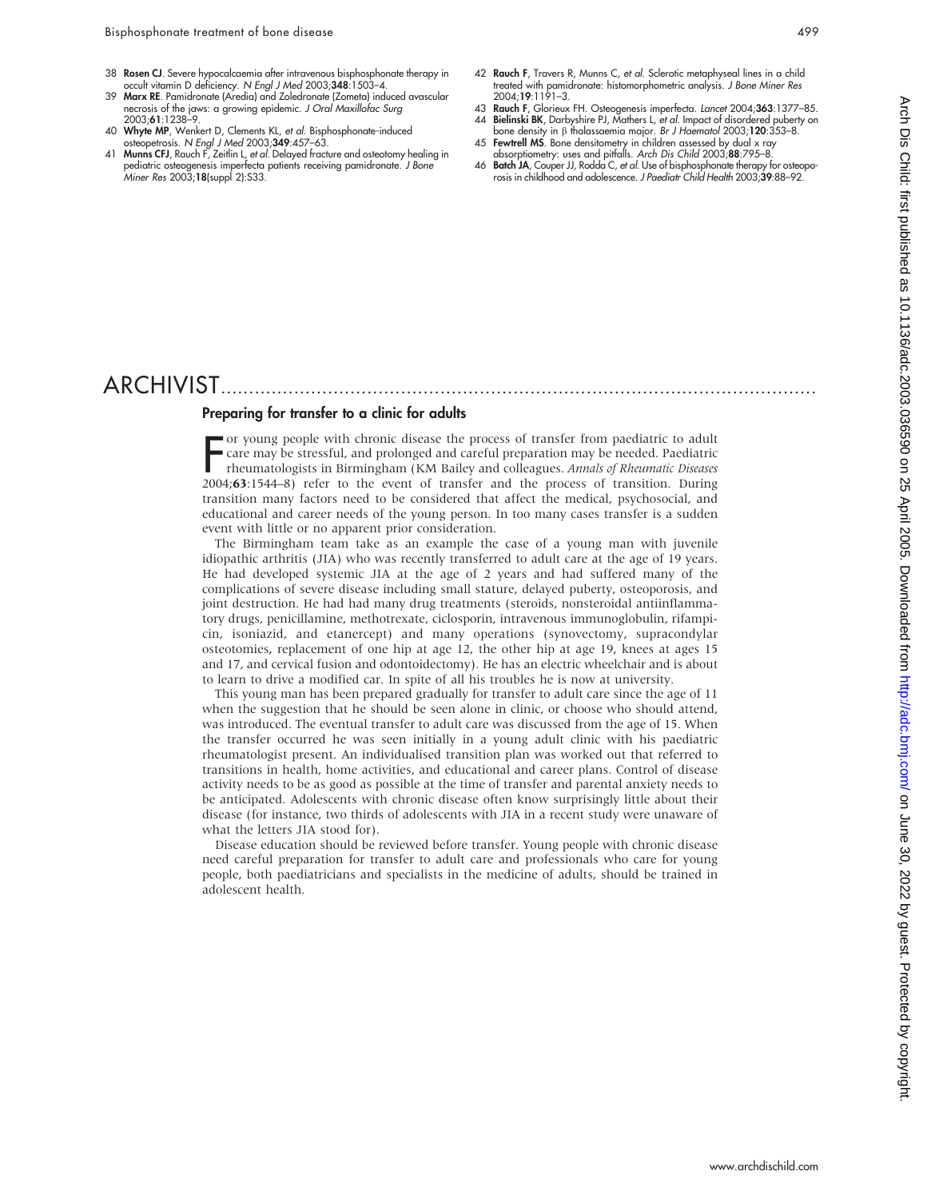38 **Rosen CJ**. Severe hypocalcaemia after intravenous bisphosphonate therapy in occult vitamin D deficiency. *N Engl J Med* 2003;**348**:1503–4.

39 **Marx RE**. Pamidronate (Aredia) and Zoledronate (Zometa) induced avascular necrosis of the jaws: a growing epidemic. *J Oral Maxillofac Surg* 2003;**61**:1238–9.

40 **Whyte MP**, Wenkert D, Clements KL, *et al*. Bisphosphonate-induced osteopetrosis. *N Engl J Med* 2003;**349**:457–63.

41 **Munns CFJ**, Rauch F, Zeitlin L, *et al*. Delayed fracture and osteotomy healing in pediatric osteogenesis imperfecta patients receiving pamidronate. *J Bone Miner Res* 2003;**18**(suppl 2):S33.

42 **Rauch F**, Travers R, Munns C, *et al*. Sclerotic metaphyseal lines in a child treated with pamidronate: histomorphometric analysis. *J Bone Miner Res* 2004;**19**:1191–3.

43 **Rauch F**, Glorieux FH. Osteogenesis imperfecta. *Lancet* 2004;**363**:1377–85.

44 **Bielinski BK**, Darbyshire PJ, Mathers L, *et al*. Impact of disordered puberty on bone density in β thalassaemia major. *Br J Haematol* 2003;**120**:353–8.

45 **Fewtrell MS**. Bone densitometry in children assessed by dual x ray absorptiometry: uses and pitfalls. *Arch Dis Child* 2003;**88**:795–8.

46 **Batch JA**, Couper JJ, Rodda C, *et al*. Use of bisphosphonate therapy for osteoporosis in childhood and adolescence. *J Paediatr Child Health* 2003;**39**:88–92.

# ARCHIVIST

## Preparing for transfer to a clinic for adults

For young people with chronic disease the process of transfer from paediatric to adult care may be stressful, and prolonged and careful preparation may be needed. Paediatric rheumatologists in Birmingham (KM Bailey and colleagues. *Annals of Rheumatic Diseases* 2004;**63**:1544–8) refer to the event of transfer and the process of transition. During transition many factors need to be considered that affect the medical, psychosocial, and educational and career needs of the young person. In too many cases transfer is a sudden event with little or no apparent prior consideration.

The Birmingham team take as an example the case of a young man with juvenile idiopathic arthritis (JIA) who was recently transferred to adult care at the age of 19 years. He had developed systemic JIA at the age of 2 years and had suffered many of the complications of severe disease including small stature, delayed puberty, osteoporosis, and joint destruction. He had had many drug treatments (steroids, nonsteroidal antiinflammatory drugs, penicillamine, methotrexate, ciclosporin, intravenous immunoglobulin, rifampicin, isoniazid, and etanercept) and many operations (synovectomy, supracondylar osteotomies, replacement of one hip at age 12, the other hip at age 19, knees at ages 15 and 17, and cervical fusion and odontoidectomy). He has an electric wheelchair and is about to learn to drive a modified car. In spite of all his troubles he is now at university.

This young man has been prepared gradually for transfer to adult care since the age of 11 when the suggestion that he should be seen alone in clinic, or choose who should attend, was introduced. The eventual transfer to adult care was discussed from the age of 15. When the transfer occurred he was seen initially in a young adult clinic with his paediatric rheumatologist present. An individualised transition plan was worked out that referred to transitions in health, home activities, and educational and career plans. Control of disease activity needs to be as good as possible at the time of transfer and parental anxiety needs to be anticipated. Adolescents with chronic disease often know surprisingly little about their disease (for instance, two thirds of adolescents with JIA in a recent study were unaware of what the letters JIA stood for).

Disease education should be reviewed before transfer. Young people with chronic disease need careful preparation for transfer to adult care and professionals who care for young people, both paediatricians and specialists in the medicine of adults, should be trained in adolescent health.